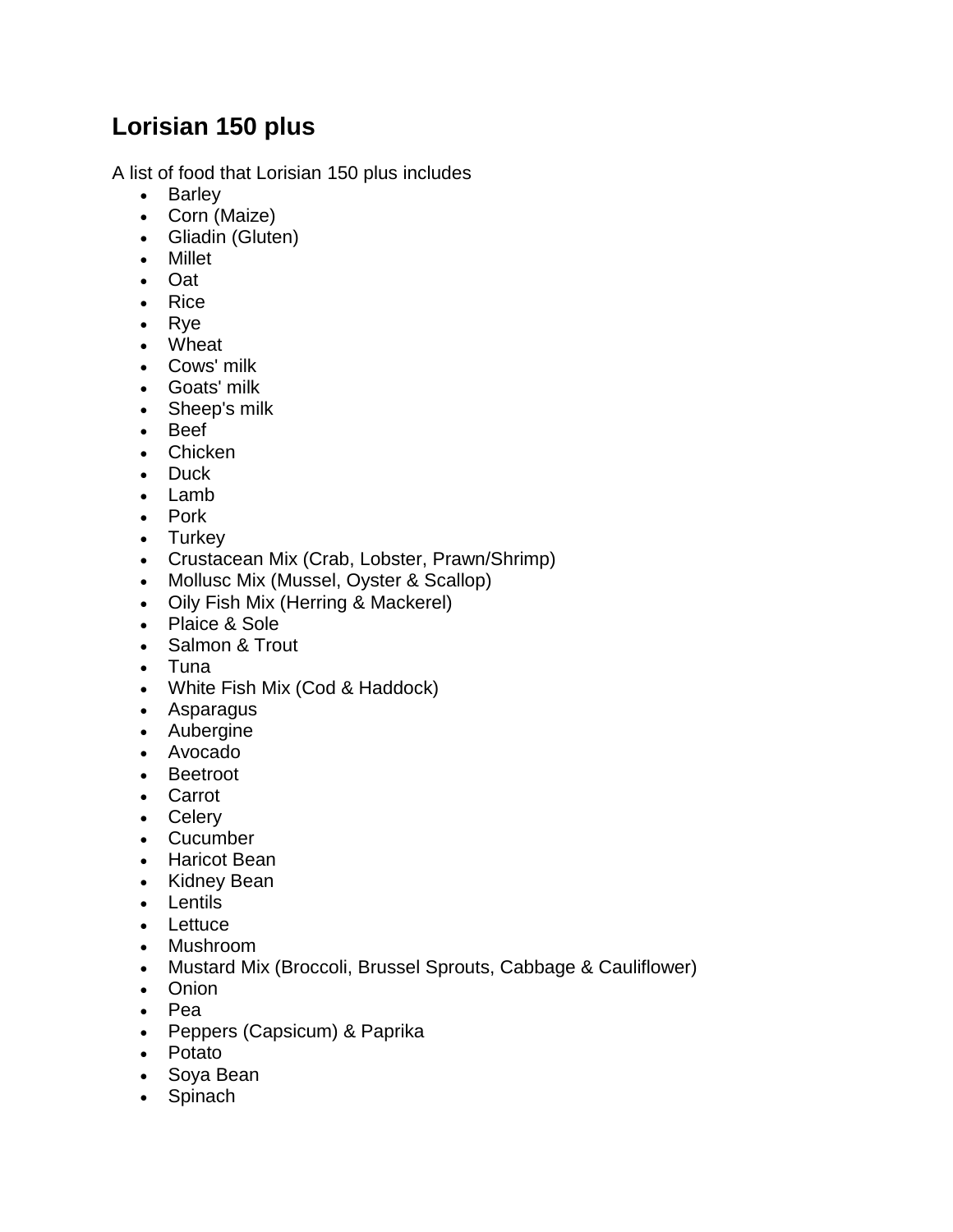# Lorisian 150 plus

A list of food that Lorisian 150 plus includes

- Barley
- Corn (Maize)
- Gliadin (Gluten)
- Millet
- Oat
- Rice
- Rye
- Wheat
- Cows' milk
- Goats' milk
- Sheep's milk
- Beef
- Chicken
- Duck
- Lamb
- Pork
- Turkey
- Crustacean Mix (Crab, Lobster, Prawn/Shrimp)
- Mollusc Mix (Mussel, Oyster & Scallop)
- Oily Fish Mix (Herring & Mackerel)
- Plaice & Sole
- Salmon & Trout
- Tuna
- White Fish Mix (Cod & Haddock)
- Asparagus
- Aubergine
- Avocado
- Beetroot
- Carrot
- Celery
- Cucumber
- Haricot Bean
- Kidney Bean
- Lentils
- Lettuce
- Mushroom
- Mustard Mix (Broccoli, Brussel Sprouts, Cabbage & Cauliflower)
- Onion
- Pea
- Peppers (Capsicum) & Paprika
- Potato
- Soya Bean
- Spinach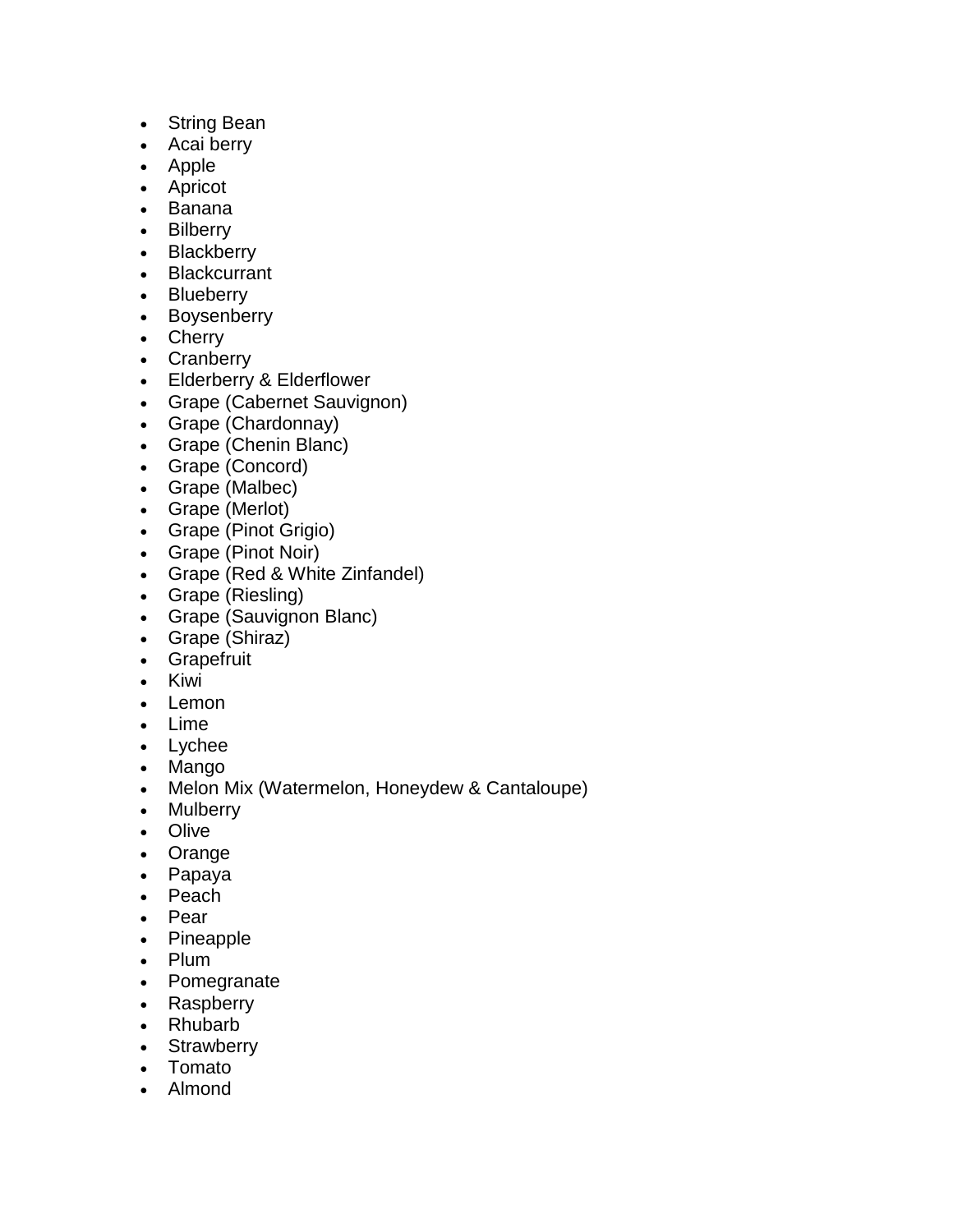- String Bean
- Acai berry
- Apple
- Apricot
- Banana
- Bilberry
- Blackberry
- Blackcurrant
- Blueberry
- Boysenberry
- Cherry
- Cranberry
- Elderberry & Elderflower
- Grape (Cabernet Sauvignon)
- Grape (Chardonnay)
- Grape (Chenin Blanc)
- Grape (Concord)
- Grape (Malbec)
- Grape (Merlot)
- Grape (Pinot Grigio)
- Grape (Pinot Noir)
- Grape (Red & White Zinfandel)
- Grape (Riesling)
- Grape (Sauvignon Blanc)
- Grape (Shiraz)
- Grapefruit
- Kiwi
- Lemon
- Lime
- Lychee
- Mango
- Melon Mix (Watermelon, Honeydew & Cantaloupe)
- Mulberry
- Olive
- Orange
- Papaya
- Peach
- Pear
- Pineapple
- Plum
- Pomegranate
- Raspberry
- Rhubarb
- Strawberry
- Tomato
- Almond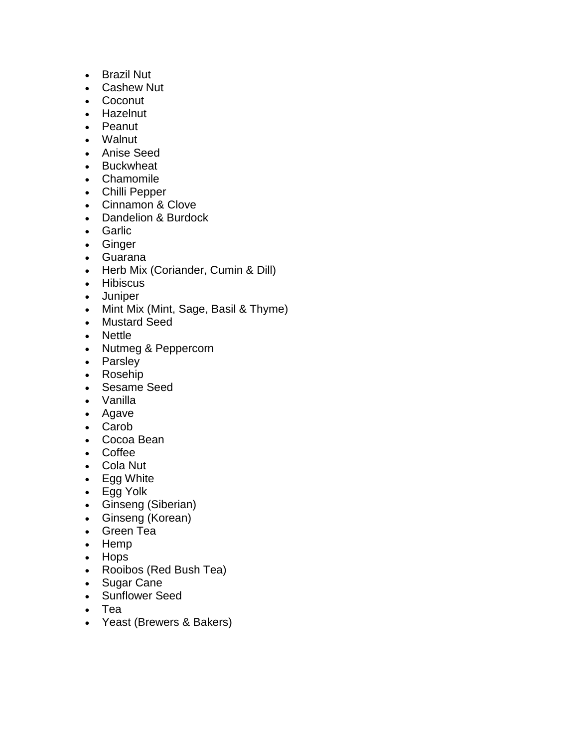- Brazil Nut
- Cashew Nut
- Coconut
- Hazelnut
- Peanut
- Walnut
- Anise Seed
- Buckwheat
- Chamomile
- Chilli Pepper
- Cinnamon & Clove
- Dandelion & Burdock
- Garlic
- Ginger
- Guarana
- Herb Mix (Coriander, Cumin & Dill)
- Hibiscus
- Juniper
- Mint Mix (Mint, Sage, Basil & Thyme)
- Mustard Seed
- Nettle
- Nutmeg & Peppercorn
- Parsley
- Rosehip
- Sesame Seed
- Vanilla
- Agave
- Carob
- Cocoa Bean
- Coffee
- Cola Nut
- Egg White
- Egg Yolk
- Ginseng (Siberian)
- Ginseng (Korean)
- Green Tea
- Hemp
- Hops
- Rooibos (Red Bush Tea)
- Sugar Cane
- Sunflower Seed
- Tea
- Yeast (Brewers & Bakers)